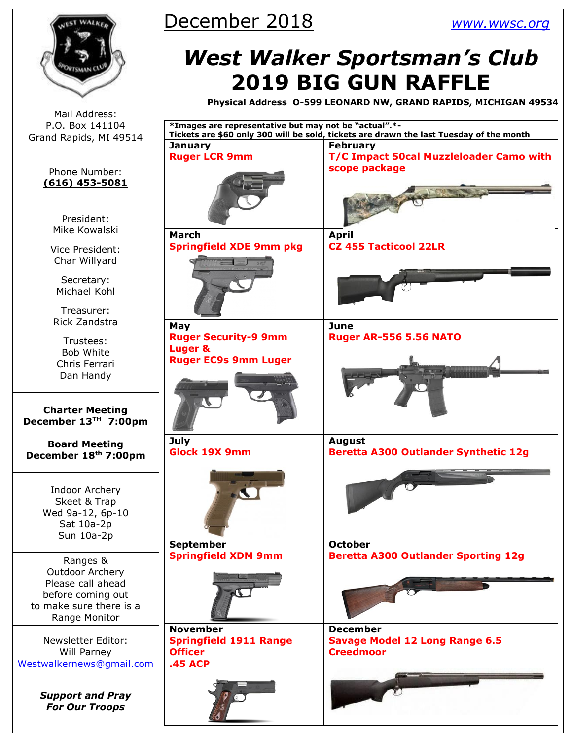December 2018

www.wwsc.org

# West Walker Sportsman's Club
# 2019 BIG GUN RAFFLE

**Physical Address O-599 LEONARD NW, GRAND RAPIDS, MICHIGAN 49534**

**\*Images are representative but may not be "actual".\*-**
**Tickets are $60 only 300 will be sold, tickets are drawn the last Tuesday of the month**

| Month | Prize | Month | Prize |
|---|---|---|---|
| **January** | **Ruger LCR 9mm** | **February** | **T/C Impact 50cal Muzzleloader Camo with scope package** |
| **March** | **Springfield XDE 9mm pkg** | **April** | **CZ 455 Tacticool 22LR** |
| **May** | **Ruger Security-9 9mm Luger & Ruger EC9s 9mm Luger** | **June** | **Ruger AR-556 5.56 NATO** |
| **July** | **Glock 19X 9mm** | **August** | **Beretta A300 Outlander Synthetic 12g** |
| **September** | **Springfield XDM 9mm** | **October** | **Beretta A300 Outlander Sporting 12g** |
| **November** | **Springfield 1911 Range Officer .45 ACP** | **December** | **Savage Model 12 Long Range 6.5 Creedmoor** |

Mail Address:
P.O. Box 141104
Grand Rapids, MI 49514

Phone Number:
**(616) 453-5081**

President:
Mike Kowalski

Vice President:
Char Willyard

Secretary:
Michael Kohl

Treasurer:
Rick Zandstra

Trustees:
Bob White
Chris Ferrari
Dan Handy

**Charter Meeting**
**December 13TH 7:00pm**

**Board Meeting**
**December 18th 7:00pm**

Indoor Archery
Skeet & Trap
Wed 9a-12, 6p-10
Sat 10a-2p
Sun 10a-2p

Ranges &
Outdoor Archery
Please call ahead before coming out to make sure there is a Range Monitor

Newsletter Editor:
Will Parney
Westwalkernews@gmail.com

***Support and Pray For Our Troops***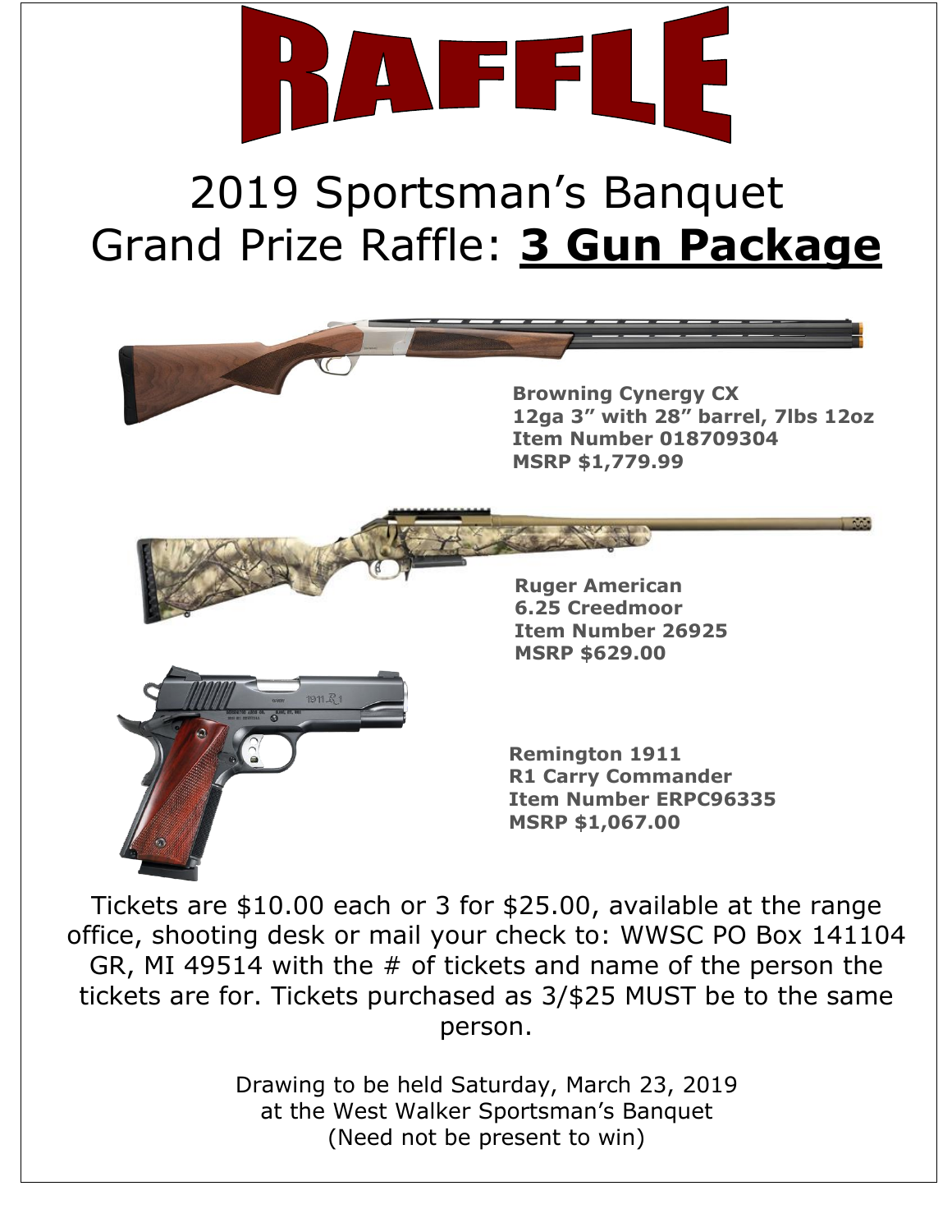# RAFFLE

## 2019 Sportsman's Banquet
## Grand Prize Raffle: **3 Gun Package**

**Browning Cynergy CX**
**12ga 3" with 28" barrel, 7lbs 12oz**
**Item Number 018709304**
**MSRP $1,779.99**

**Ruger American**
**6.25 Creedmoor**
**Item Number 26925**
**MSRP $629.00**

**Remington 1911**
**R1 Carry Commander**
**Item Number ERPC96335**
**MSRP $1,067.00**

Tickets are $10.00 each or 3 for $25.00, available at the range office, shooting desk or mail your check to: WWSC PO Box 141104 GR, MI 49514 with the # of tickets and name of the person the tickets are for. Tickets purchased as 3/$25 MUST be to the same person.

Drawing to be held Saturday, March 23, 2019
at the West Walker Sportsman's Banquet
(Need not be present to win)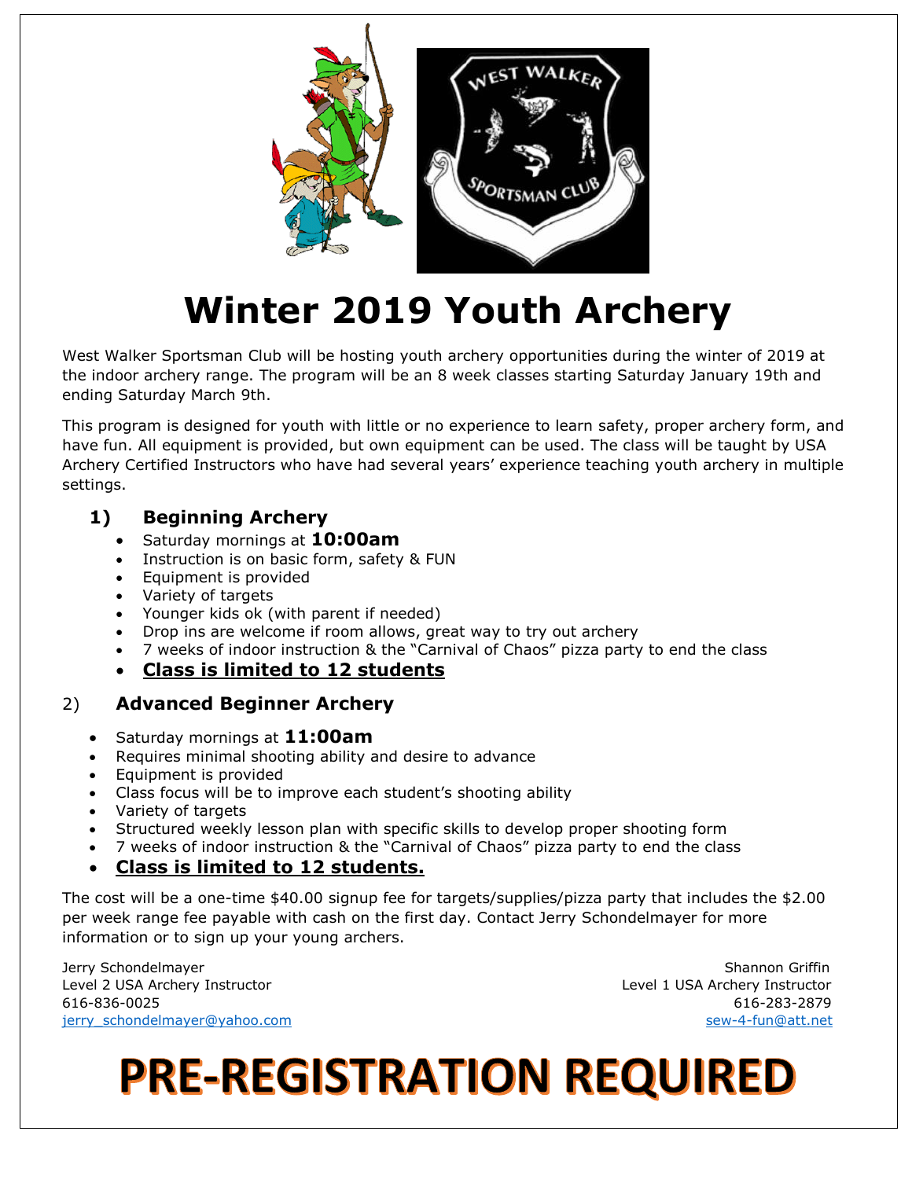# Winter 2019 Youth Archery

West Walker Sportsman Club will be hosting youth archery opportunities during the winter of 2019 at the indoor archery range. The program will be an 8 week classes starting Saturday January 19th and ending Saturday March 9th.

This program is designed for youth with little or no experience to learn safety, proper archery form, and have fun. All equipment is provided, but own equipment can be used. The class will be taught by USA Archery Certified Instructors who have had several years' experience teaching youth archery in multiple settings.

## 1) Beginning Archery

- Saturday mornings at **10:00am**
- Instruction is on basic form, safety & FUN
- Equipment is provided
- Variety of targets
- Younger kids ok (with parent if needed)
- Drop ins are welcome if room allows, great way to try out archery
- 7 weeks of indoor instruction & the "Carnival of Chaos" pizza party to end the class
- **Class is limited to 12 students**

## 2) Advanced Beginner Archery

- Saturday mornings at **11:00am**
- Requires minimal shooting ability and desire to advance
- Equipment is provided
- Class focus will be to improve each student's shooting ability
- Variety of targets
- Structured weekly lesson plan with specific skills to develop proper shooting form
- 7 weeks of indoor instruction & the "Carnival of Chaos" pizza party to end the class
- **Class is limited to 12 students.**

The cost will be a one-time $40.00 signup fee for targets/supplies/pizza party that includes the $2.00 per week range fee payable with cash on the first day. Contact Jerry Schondelmayer for more information or to sign up your young archers.

Jerry Schondelmayer
Level 2 USA Archery Instructor
616-836-0025
jerry_schondelmayer@yahoo.com

Shannon Griffin
Level 1 USA Archery Instructor
616-283-2879
sew-4-fun@att.net

# PRE-REGISTRATION REQUIRED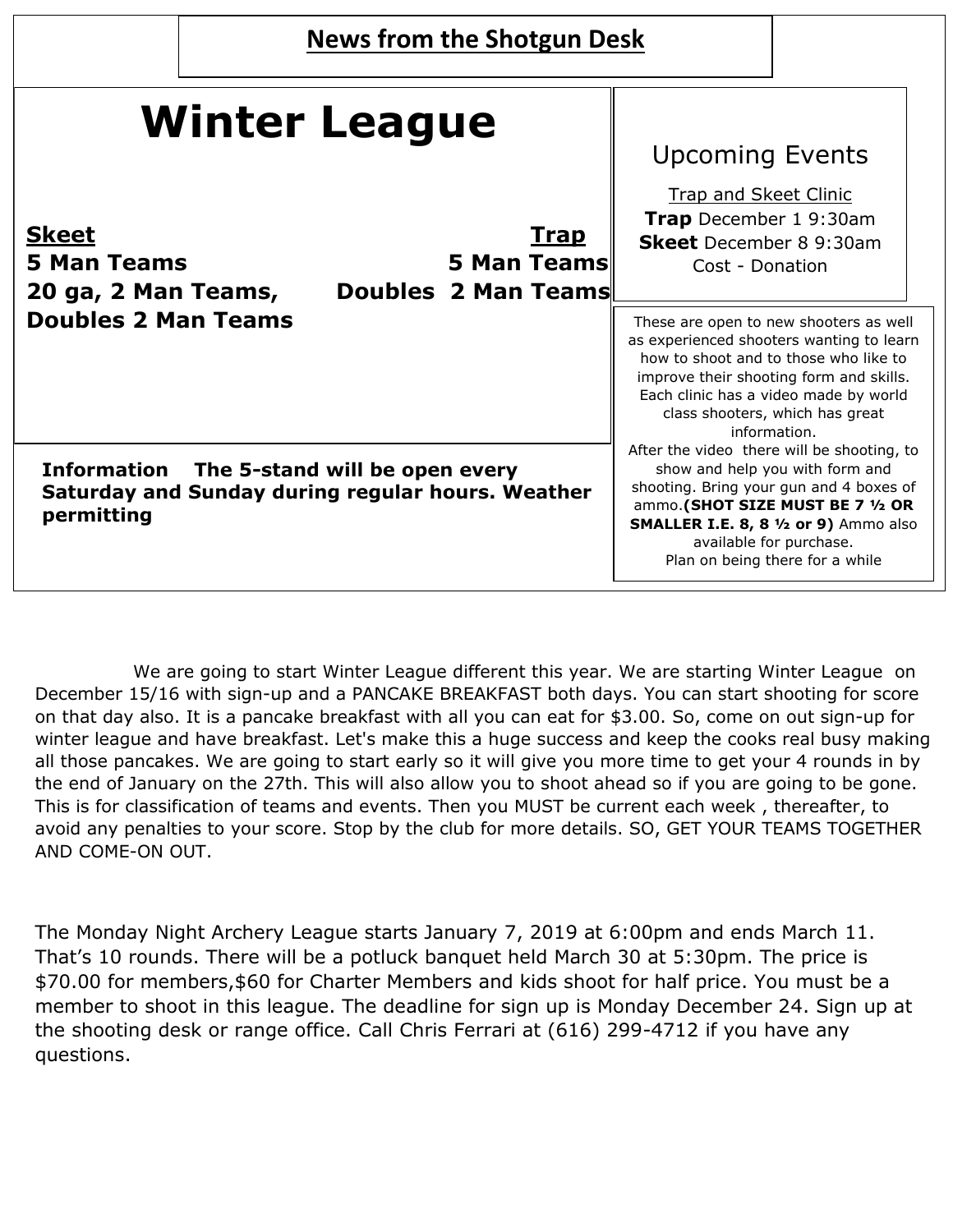## News from the Shotgun Desk

# Winter League

**Skeet**

**5 Man Teams**

**20 ga, 2 Man Teams,**

**Doubles 2 Man Teams**

**Trap**

**5 Man Teams**

**Doubles 2 Man Teams**

**Information The 5-stand will be open every Saturday and Sunday during regular hours. Weather permitting**

## Upcoming Events

Trap and Skeet Clinic

**Trap** December 1 9:30am

**Skeet** December 8 9:30am

Cost - Donation

These are open to new shooters as well as experienced shooters wanting to learn how to shoot and to those who like to improve their shooting form and skills. Each clinic has a video made by world class shooters, which has great information.

After the video there will be shooting, to show and help you with form and shooting. Bring your gun and 4 boxes of ammo.**(SHOT SIZE MUST BE 7 ½ OR SMALLER I.E. 8, 8 ½ or 9)** Ammo also available for purchase.

Plan on being there for a while

We are going to start Winter League different this year. We are starting Winter League on December 15/16 with sign-up and a PANCAKE BREAKFAST both days. You can start shooting for score on that day also. It is a pancake breakfast with all you can eat for $3.00. So, come on out sign-up for winter league and have breakfast. Let's make this a huge success and keep the cooks real busy making all those pancakes. We are going to start early so it will give you more time to get your 4 rounds in by the end of January on the 27th. This will also allow you to shoot ahead so if you are going to be gone. This is for classification of teams and events. Then you MUST be current each week , thereafter, to avoid any penalties to your score. Stop by the club for more details. SO, GET YOUR TEAMS TOGETHER AND COME-ON OUT.

The Monday Night Archery League starts January 7, 2019 at 6:00pm and ends March 11. That's 10 rounds. There will be a potluck banquet held March 30 at 5:30pm. The price is $70.00 for members,$60 for Charter Members and kids shoot for half price. You must be a member to shoot in this league. The deadline for sign up is Monday December 24. Sign up at the shooting desk or range office. Call Chris Ferrari at (616) 299-4712 if you have any questions.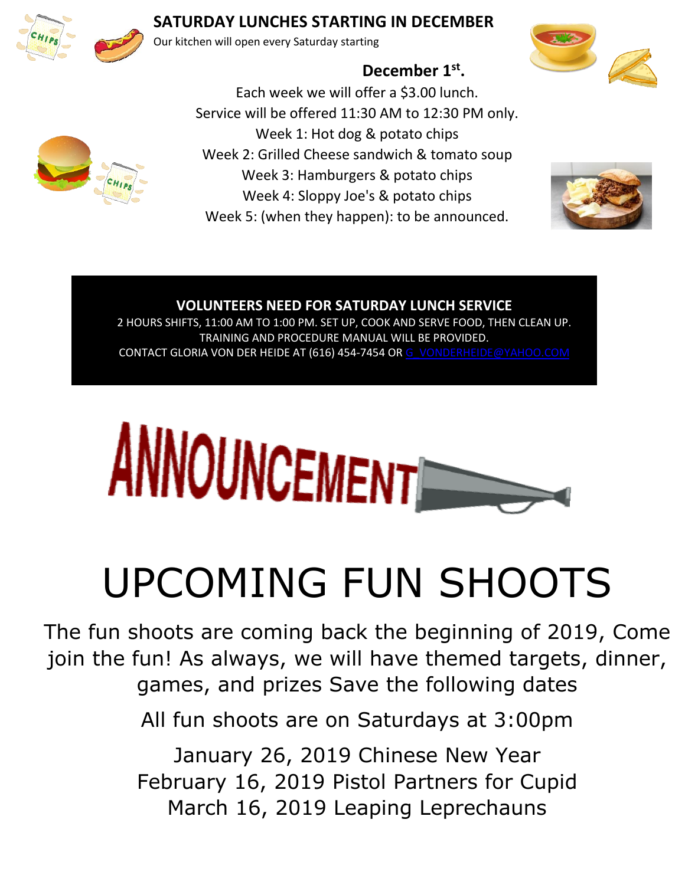## SATURDAY LUNCHES STARTING IN DECEMBER

Our kitchen will open every Saturday starting

**December 1st.**

Each week we will offer a $3.00 lunch.
Service will be offered 11:30 AM to 12:30 PM only.
Week 1: Hot dog & potato chips
Week 2: Grilled Cheese sandwich & tomato soup
Week 3: Hamburgers & potato chips
Week 4: Sloppy Joe's & potato chips
Week 5: (when they happen): to be announced.

**VOLUNTEERS NEED FOR SATURDAY LUNCH SERVICE**

2 HOURS SHIFTS, 11:00 AM TO 1:00 PM. SET UP, COOK AND SERVE FOOD, THEN CLEAN UP.
TRAINING AND PROCEDURE MANUAL WILL BE PROVIDED.
CONTACT GLORIA VON DER HEIDE AT (616) 454-7454 OR G_VONDERHEIDE@YAHOO.COM

# ANNOUNCEMENT

# UPCOMING FUN SHOOTS

The fun shoots are coming back the beginning of 2019, Come join the fun! As always, we will have themed targets, dinner, games, and prizes Save the following dates

All fun shoots are on Saturdays at 3:00pm

January 26, 2019 Chinese New Year
February 16, 2019 Pistol Partners for Cupid
March 16, 2019 Leaping Leprechauns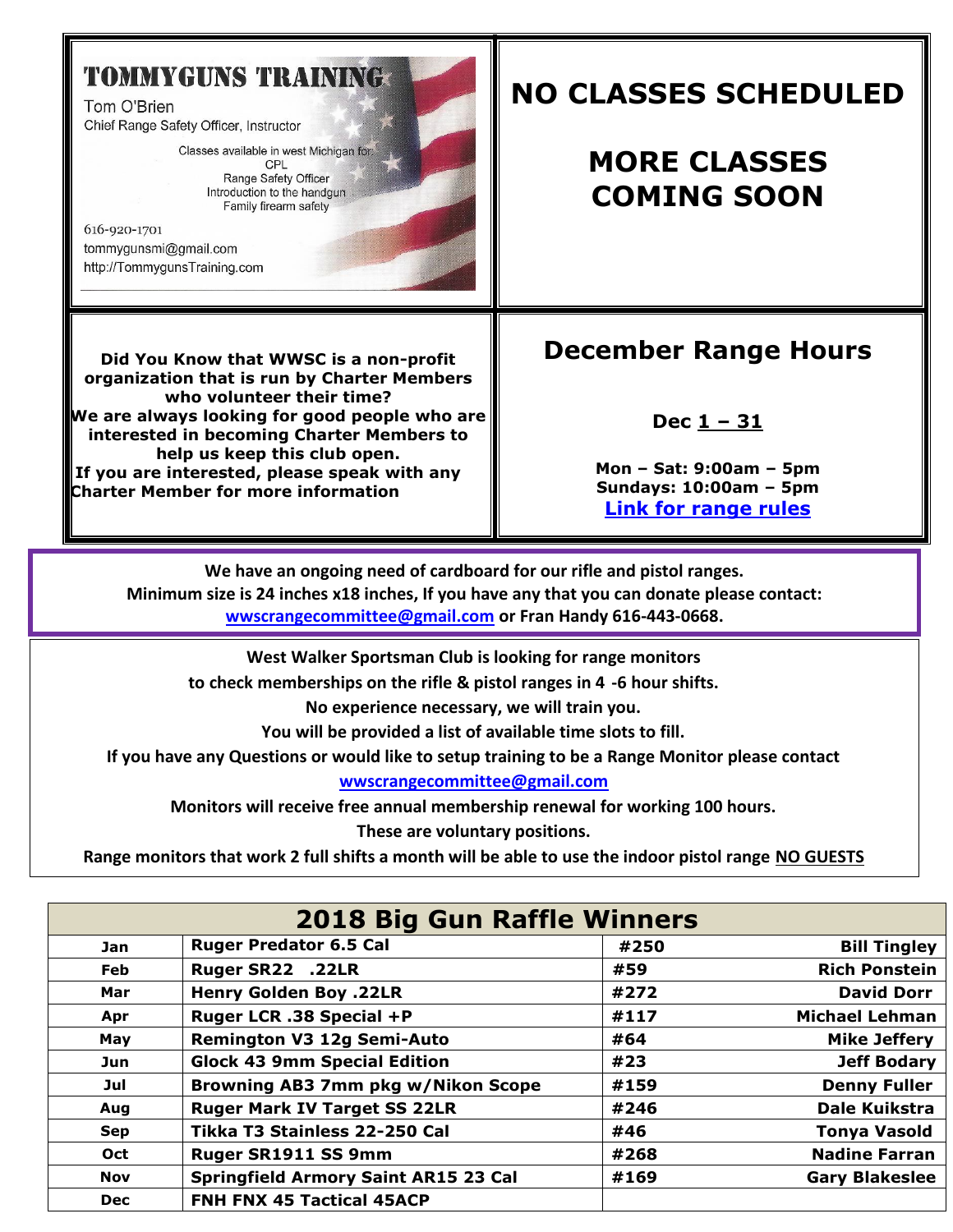**TOMMYGUNS TRAINING**

Tom O'Brien
Chief Range Safety Officer, Instructor

Classes available in west Michigan for:
CPL
Range Safety Officer
Introduction to the handgun
Family firearm safety

616-920-1701
tommygunsmi@gmail.com
http://TommygunsTraining.com

# NO CLASSES SCHEDULED

# MORE CLASSES COMING SOON

**Did You Know that WWSC is a non-profit organization that is run by Charter Members who volunteer their time?**
**We are always looking for good people who are interested in becoming Charter Members to help us keep this club open.**
**If you are interested, please speak with any Charter Member for more information**

## December Range Hours

**Dec 1 – 31**

**Mon – Sat: 9:00am – 5pm**
**Sundays: 10:00am – 5pm**
**Link for range rules**

**We have an ongoing need of cardboard for our rifle and pistol ranges.**
**Minimum size is 24 inches x18 inches, If you have any that you can donate please contact:**
**wwscrangecommittee@gmail.com or Fran Handy 616-443-0668.**

**West Walker Sportsman Club is looking for range monitors**
**to check memberships on the rifle & pistol ranges in 4 -6 hour shifts.**
**No experience necessary, we will train you.**
**You will be provided a list of available time slots to fill.**
**If you have any Questions or would like to setup training to be a Range Monitor please contact**
**wwscrangecommittee@gmail.com**
**Monitors will receive free annual membership renewal for working 100 hours.**
**These are voluntary positions.**
**Range monitors that work 2 full shifts a month will be able to use the indoor pistol range NO GUESTS**

## 2018 Big Gun Raffle Winners

| Month | Prize | Ticket | Winner |
|---|---|---|---|
| Jan | Ruger Predator 6.5 Cal | #250 | Bill Tingley |
| Feb | Ruger SR22 .22LR | #59 | Rich Ponstein |
| Mar | Henry Golden Boy .22LR | #272 | David Dorr |
| Apr | Ruger LCR .38 Special +P | #117 | Michael Lehman |
| May | Remington V3 12g Semi-Auto | #64 | Mike Jeffery |
| Jun | Glock 43 9mm Special Edition | #23 | Jeff Bodary |
| Jul | Browning AB3 7mm pkg w/Nikon Scope | #159 | Denny Fuller |
| Aug | Ruger Mark IV Target SS 22LR | #246 | Dale Kuikstra |
| Sep | Tikka T3 Stainless 22-250 Cal | #46 | Tonya Vasold |
| Oct | Ruger SR1911 SS 9mm | #268 | Nadine Farran |
| Nov | Springfield Armory Saint AR15 23 Cal | #169 | Gary Blakeslee |
| Dec | FNH FNX 45 Tactical 45ACP | | |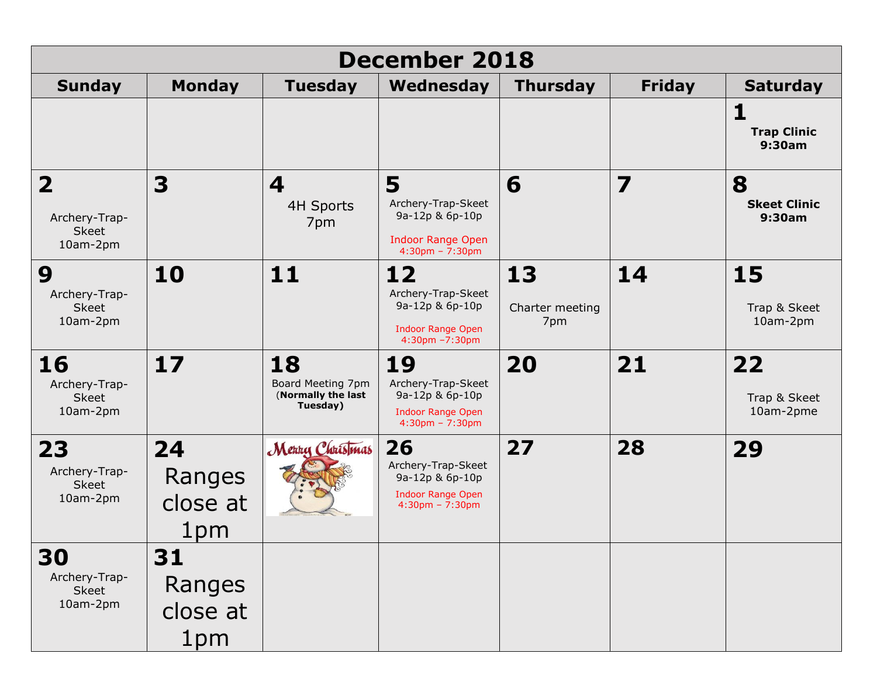| December 2018 | | | | | | |
|---|---|---|---|---|---|---|
| **Sunday** | **Monday** | **Tuesday** | **Wednesday** | **Thursday** | **Friday** | **Saturday** |
| | | | | | | **1** **Trap Clinic 9:30am** |
| **2** Archery-Trap-Skeet 10am-2pm | **3** | **4** 4H Sports 7pm | **5** Archery-Trap-Skeet 9a-12p & 6p-10p Indoor Range Open 4:30pm – 7:30pm | **6** | **7** | **8** **Skeet Clinic 9:30am** |
| **9** Archery-Trap-Skeet 10am-2pm | **10** | **11** | **12** Archery-Trap-Skeet 9a-12p & 6p-10p Indoor Range Open 4:30pm –7:30pm | **13** Charter meeting 7pm | **14** | **15** Trap & Skeet 10am-2pm |
| **16** Archery-Trap-Skeet 10am-2pm | **17** | **18** Board Meeting 7pm (**Normally the last Tuesday)** | **19** Archery-Trap-Skeet 9a-12p & 6p-10p Indoor Range Open 4:30pm – 7:30pm | **20** | **21** | **22** Trap & Skeet 10am-2pme |
| **23** Archery-Trap-Skeet 10am-2pm | **24** Ranges close at 1pm | Merry Christmas | **26** Archery-Trap-Skeet 9a-12p & 6p-10p Indoor Range Open 4:30pm – 7:30pm | **27** | **28** | **29** |
| **30** Archery-Trap-Skeet 10am-2pm | **31** Ranges close at 1pm | | | | | |